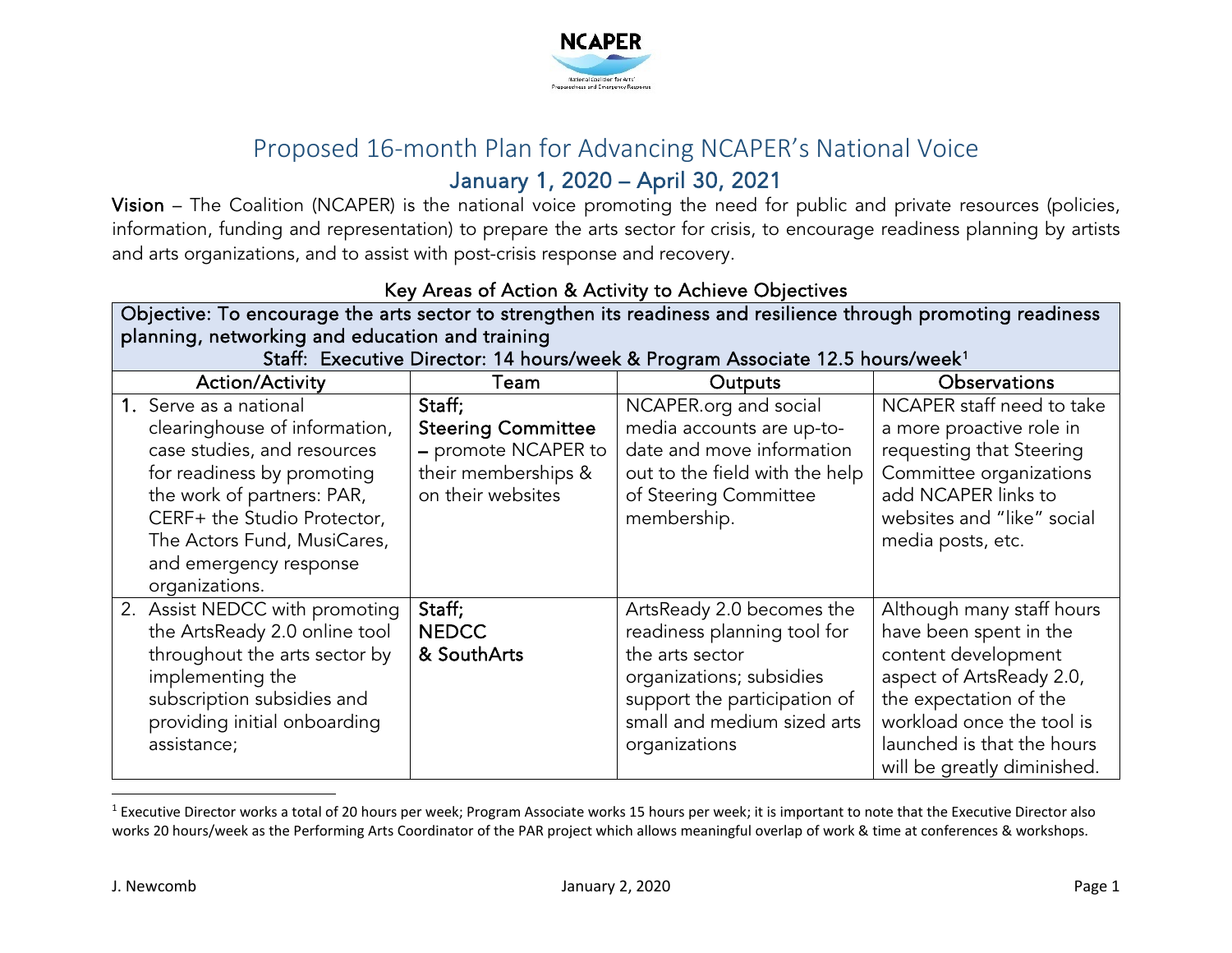NCAPER

# Proposed 16-month Plan for Advancing NCAPER's National Voice

## January 1, 2020 – April 30, 2021

**Vision** – The Coalition (NCAPER) is the national voice promoting the need for public and private resources (policies, information, funding and representation) to prepare the arts sector for crisis, to encourage readiness planning by artists and arts organizations, and to assist with post-crisis response and recovery.

### Key Areas of Action & Activity to Achieve Objectives

**Objective: To encourage the arts sector to strengthen its readiness and resilience through promoting readiness planning, networking and education and training**

**Staff: Executive Director: 14 hours/week & Program Associate 12.5 hours/week[1]**

| Action/Activity | Team | Outputs | Observations |
|---|---|---|---|
| 1. Serve as a national clearinghouse of information, case studies, and resources for readiness by promoting the work of partners: PAR, CERF+ the Studio Protector, The Actors Fund, MusiCares, and emergency response organizations. | Staff; **Steering Committee** – promote NCAPER to their memberships & on their websites | NCAPER.org and social media accounts are up-to-date and move information out to the field with the help of Steering Committee membership. | NCAPER staff need to take a more proactive role in requesting that Steering Committee organizations add NCAPER links to websites and "like" social media posts, etc. |
| 2. Assist NEDCC with promoting the ArtsReady 2.0 online tool throughout the arts sector by implementing the subscription subsidies and providing initial onboarding assistance; | Staff; **NEDCC** **& SouthArts** | ArtsReady 2.0 becomes the readiness planning tool for the arts sector organizations; subsidies support the participation of small and medium sized arts organizations | Although many staff hours have been spent in the content development aspect of ArtsReady 2.0, the expectation of the workload once the tool is launched is that the hours will be greatly diminished. |

[1] Executive Director works a total of 20 hours per week; Program Associate works 15 hours per week; it is important to note that the Executive Director also works 20 hours/week as the Performing Arts Coordinator of the PAR project which allows meaningful overlap of work & time at conferences & workshops.

J. Newcomb January 2, 2020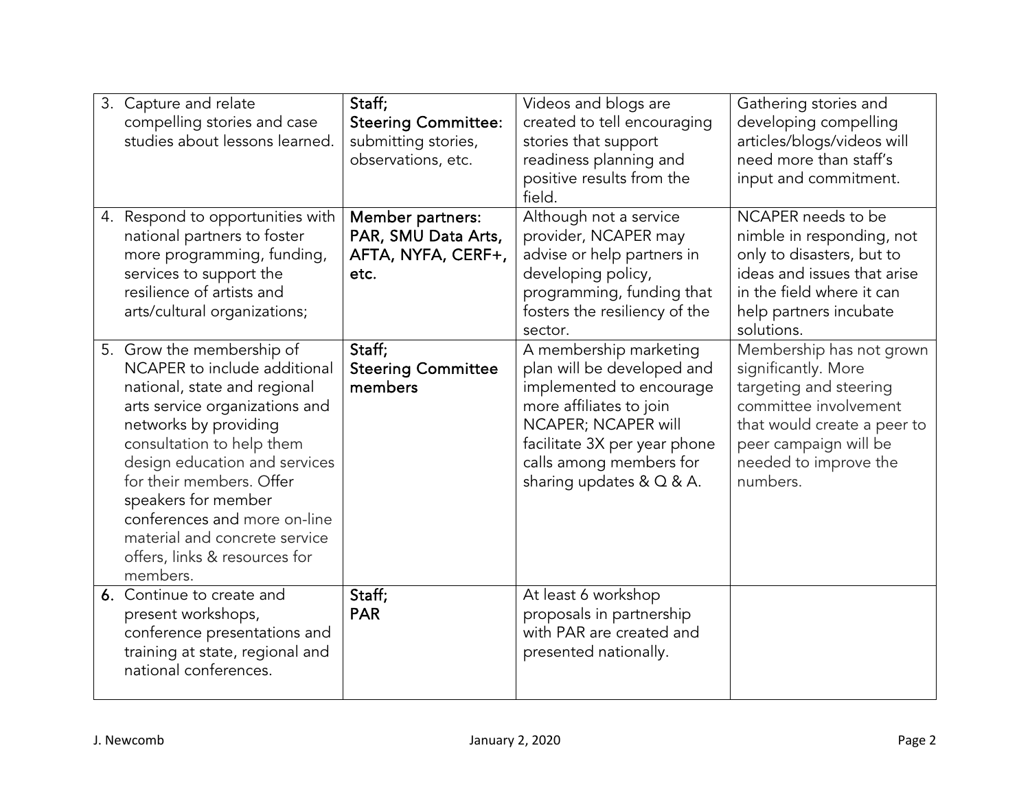| | | | |
|---|---|---|---|
| 3. Capture and relate compelling stories and case studies about lessons learned. | Staff; **Steering Committee:** submitting stories, observations, etc. | Videos and blogs are created to tell encouraging stories that support readiness planning and positive results from the field. | Gathering stories and developing compelling articles/blogs/videos will need more than staff's input and commitment. |
| 4. Respond to opportunities with national partners to foster more programming, funding, services to support the resilience of artists and arts/cultural organizations; | **Member partners: PAR, SMU Data Arts, AFTA, NYFA, CERF+, etc.** | Although not a service provider, NCAPER may advise or help partners in developing policy, programming, funding that fosters the resiliency of the sector. | NCAPER needs to be nimble in responding, not only to disasters, but to ideas and issues that arise in the field where it can help partners incubate solutions. |
| 5. Grow the membership of NCAPER to include additional national, state and regional arts service organizations and networks by providing consultation to help them design education and services for their members. Offer speakers for member conferences and more on-line material and concrete service offers, links & resources for members. | Staff; **Steering Committee members** | A membership marketing plan will be developed and implemented to encourage more affiliates to join NCAPER; NCAPER will facilitate 3X per year phone calls among members for sharing updates & Q & A. | Membership has not grown significantly. More targeting and steering committee involvement that would create a peer to peer campaign will be needed to improve the numbers. |
| **6.** Continue to create and present workshops, conference presentations and training at state, regional and national conferences. | Staff; **PAR** | At least 6 workshop proposals in partnership with PAR are created and presented nationally. | |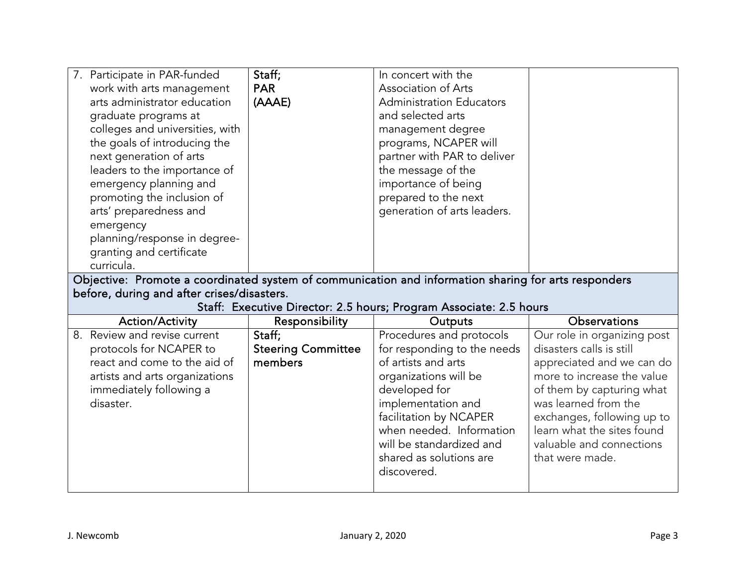| Action/Activity | Responsibility | Outputs | Observations |
|---|---|---|---|
| 7. Participate in PAR-funded work with arts management arts administrator education graduate programs at colleges and universities, with the goals of introducing the next generation of arts leaders to the importance of emergency planning and promoting the inclusion of arts' preparedness and emergency planning/response in degree-granting and certificate curricula. | **Staff; PAR (AAAE)** | In concert with the Association of Arts Administration Educators and selected arts management degree programs, NCAPER will partner with PAR to deliver the message of the importance of being prepared to the next generation of arts leaders. | |
| **Objective: Promote a coordinated system of communication and information sharing for arts responders before, during and after crises/disasters.** **Staff: Executive Director: 2.5 hours; Program Associate: 2.5 hours** | | | |
| **Action/Activity** | **Responsibility** | **Outputs** | **Observations** |
| 8. Review and revise current protocols for NCAPER to react and come to the aid of artists and arts organizations immediately following a disaster. | **Staff; Steering Committee members** | Procedures and protocols for responding to the needs of artists and arts organizations will be developed for implementation and facilitation by NCAPER when needed. Information will be standardized and shared as solutions are discovered. | Our role in organizing post disasters calls is still appreciated and we can do more to increase the value of them by capturing what was learned from the exchanges, following up to learn what the sites found valuable and connections that were made. |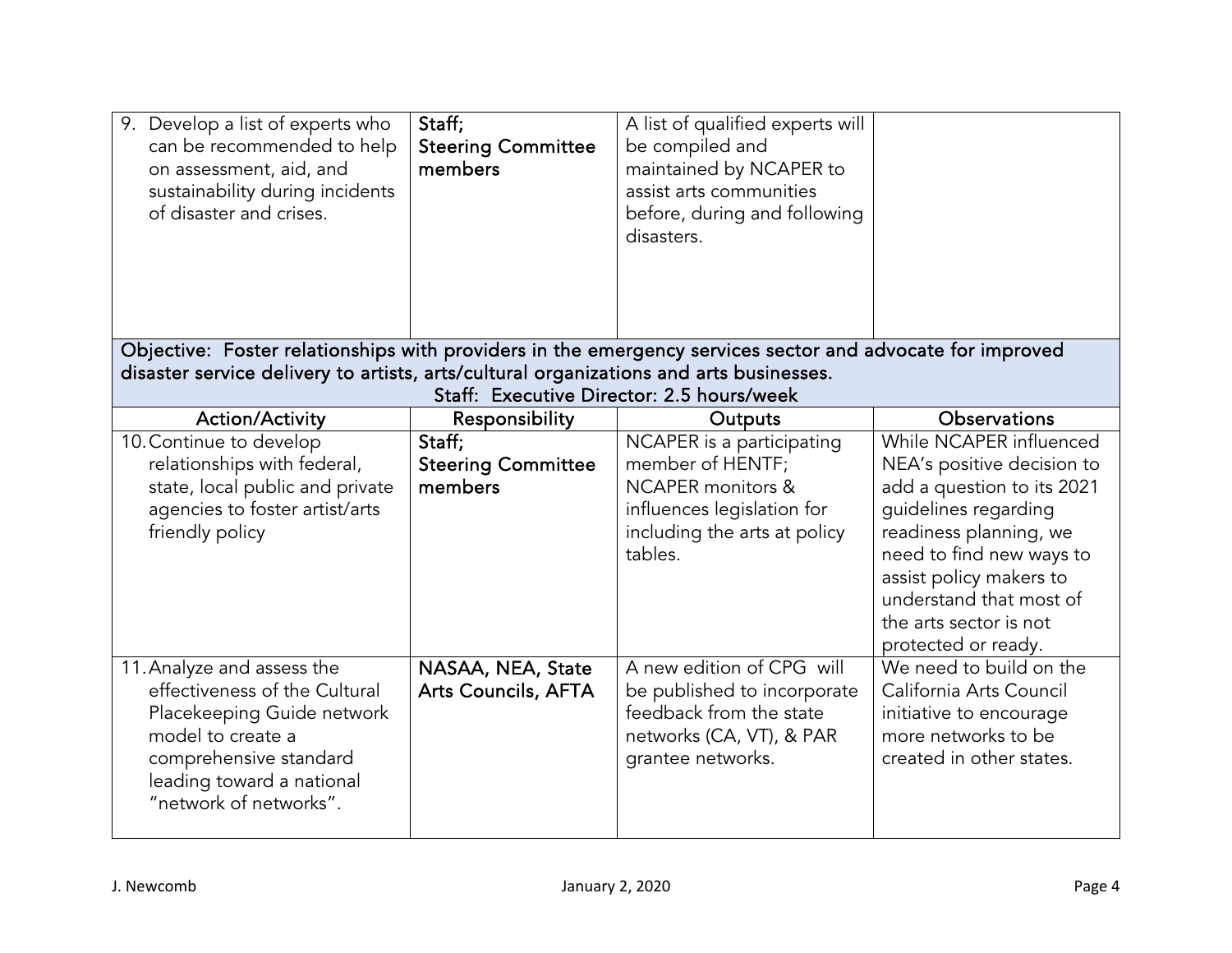| | | | |
|---|---|---|---|
| 9. Develop a list of experts who can be recommended to help on assessment, aid, and sustainability during incidents of disaster and crises. | Staff; **Steering Committee members** | A list of qualified experts will be compiled and maintained by NCAPER to assist arts communities before, during and following disasters. | |

**Objective: Foster relationships with providers in the emergency services sector and advocate for improved disaster service delivery to artists, arts/cultural organizations and arts businesses.**
**Staff: Executive Director: 2.5 hours/week**

| Action/Activity | Responsibility | Outputs | Observations |
|---|---|---|---|
| 10. Continue to develop relationships with federal, state, local public and private agencies to foster artist/arts friendly policy | Staff; **Steering Committee members** | NCAPER is a participating member of HENTF; NCAPER monitors & influences legislation for including the arts at policy tables. | While NCAPER influenced NEA's positive decision to add a question to its 2021 guidelines regarding readiness planning, we need to find new ways to assist policy makers to understand that most of the arts sector is not protected or ready. |
| 11. Analyze and assess the effectiveness of the Cultural Placekeeping Guide network model to create a comprehensive standard leading toward a national "network of networks". | **NASAA, NEA, State Arts Councils, AFTA** | A new edition of CPG will be published to incorporate feedback from the state networks (CA, VT), & PAR grantee networks. | We need to build on the California Arts Council initiative to encourage more networks to be created in other states. |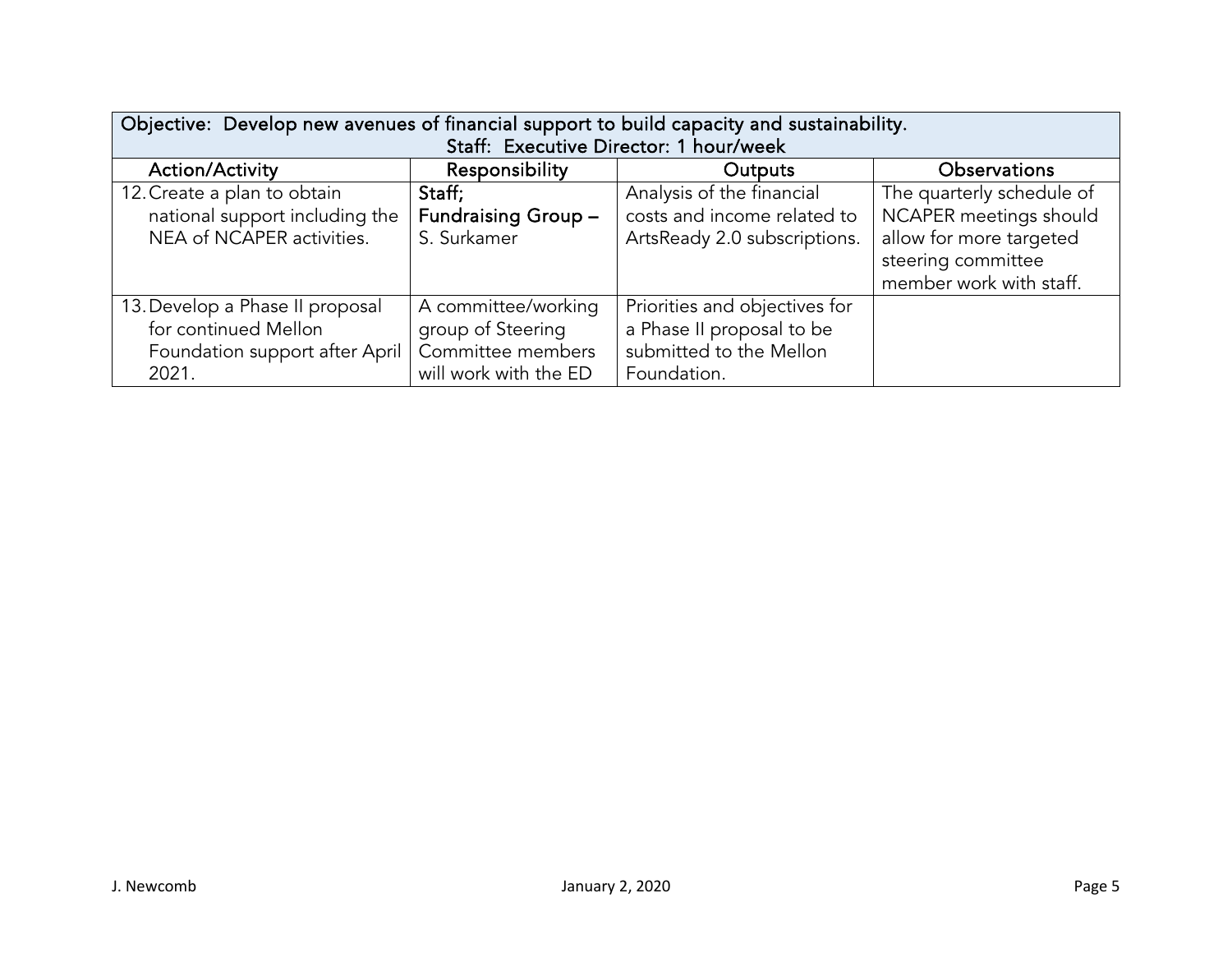| Objective: Develop new avenues of financial support to build capacity and sustainability. Staff: Executive Director: 1 hour/week | | | |
|---|---|---|---|
| **Action/Activity** | **Responsibility** | **Outputs** | **Observations** |
| 12. Create a plan to obtain national support including the NEA of NCAPER activities. | Staff; **Fundraising Group –** S. Surkamer | Analysis of the financial costs and income related to ArtsReady 2.0 subscriptions. | The quarterly schedule of NCAPER meetings should allow for more targeted steering committee member work with staff. |
| 13. Develop a Phase II proposal for continued Mellon Foundation support after April 2021. | A committee/working group of Steering Committee members will work with the ED | Priorities and objectives for a Phase II proposal to be submitted to the Mellon Foundation. | |